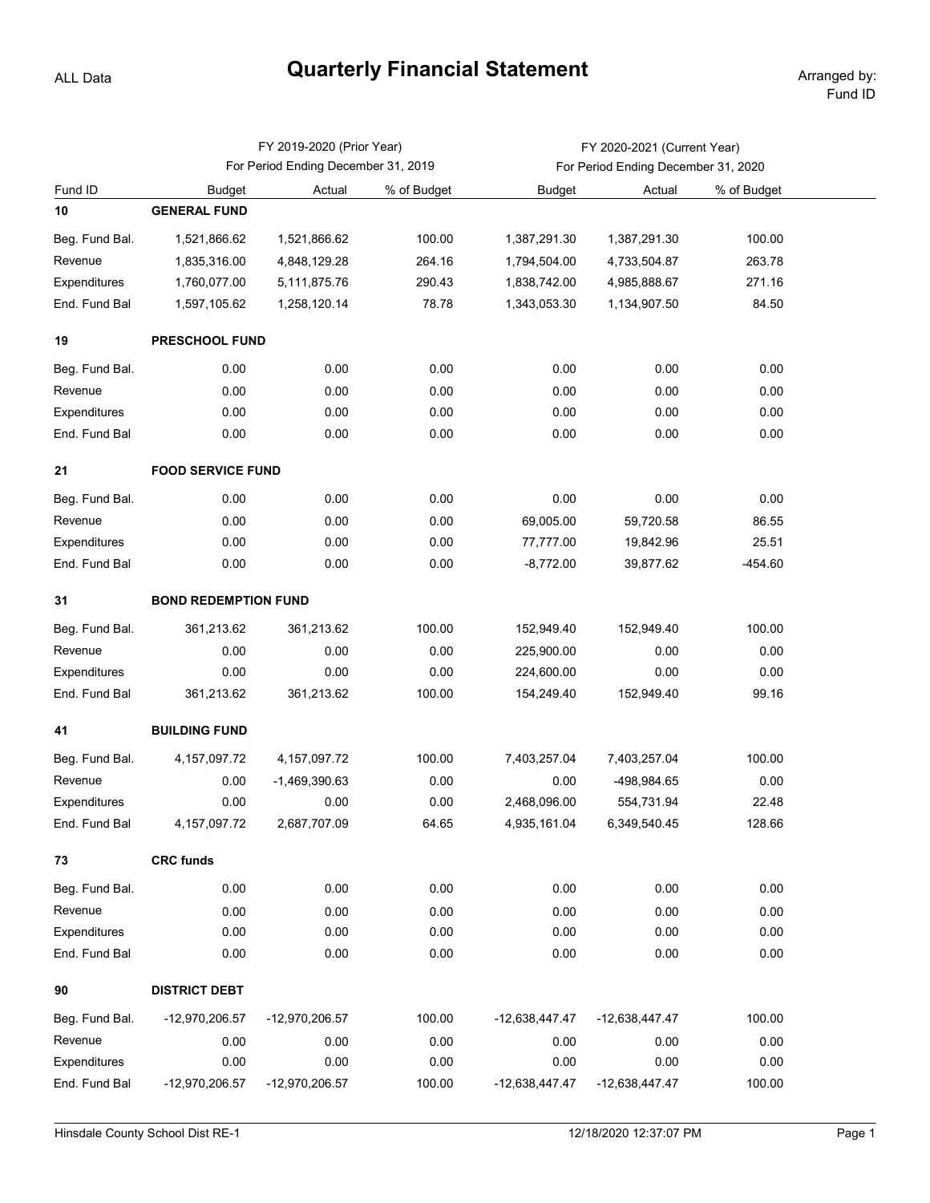# Quarterly Financial Statement

ALL Data

Arranged by: Fund ID

| Fund ID | FY 2019-2020 (Prior Year) For Period Ending December 31, 2019 | | | FY 2020-2021 (Current Year) For Period Ending December 31, 2020 | | |
|---|---|---|---|---|---|---|
| | Budget | Actual | % of Budget | Budget | Actual | % of Budget |
| **10** | **GENERAL FUND** | | | | | |
| Beg. Fund Bal. | 1,521,866.62 | 1,521,866.62 | 100.00 | 1,387,291.30 | 1,387,291.30 | 100.00 |
| Revenue | 1,835,316.00 | 4,848,129.28 | 264.16 | 1,794,504.00 | 4,733,504.87 | 263.78 |
| Expenditures | 1,760,077.00 | 5,111,875.76 | 290.43 | 1,838,742.00 | 4,985,888.67 | 271.16 |
| End. Fund Bal | 1,597,105.62 | 1,258,120.14 | 78.78 | 1,343,053.30 | 1,134,907.50 | 84.50 |
| **19** | **PRESCHOOL FUND** | | | | | |
| Beg. Fund Bal. | 0.00 | 0.00 | 0.00 | 0.00 | 0.00 | 0.00 |
| Revenue | 0.00 | 0.00 | 0.00 | 0.00 | 0.00 | 0.00 |
| Expenditures | 0.00 | 0.00 | 0.00 | 0.00 | 0.00 | 0.00 |
| End. Fund Bal | 0.00 | 0.00 | 0.00 | 0.00 | 0.00 | 0.00 |
| **21** | **FOOD SERVICE FUND** | | | | | |
| Beg. Fund Bal. | 0.00 | 0.00 | 0.00 | 0.00 | 0.00 | 0.00 |
| Revenue | 0.00 | 0.00 | 0.00 | 69,005.00 | 59,720.58 | 86.55 |
| Expenditures | 0.00 | 0.00 | 0.00 | 77,777.00 | 19,842.96 | 25.51 |
| End. Fund Bal | 0.00 | 0.00 | 0.00 | -8,772.00 | 39,877.62 | -454.60 |
| **31** | **BOND REDEMPTION FUND** | | | | | |
| Beg. Fund Bal. | 361,213.62 | 361,213.62 | 100.00 | 152,949.40 | 152,949.40 | 100.00 |
| Revenue | 0.00 | 0.00 | 0.00 | 225,900.00 | 0.00 | 0.00 |
| Expenditures | 0.00 | 0.00 | 0.00 | 224,600.00 | 0.00 | 0.00 |
| End. Fund Bal | 361,213.62 | 361,213.62 | 100.00 | 154,249.40 | 152,949.40 | 99.16 |
| **41** | **BUILDING FUND** | | | | | |
| Beg. Fund Bal. | 4,157,097.72 | 4,157,097.72 | 100.00 | 7,403,257.04 | 7,403,257.04 | 100.00 |
| Revenue | 0.00 | -1,469,390.63 | 0.00 | 0.00 | -498,984.65 | 0.00 |
| Expenditures | 0.00 | 0.00 | 0.00 | 2,468,096.00 | 554,731.94 | 22.48 |
| End. Fund Bal | 4,157,097.72 | 2,687,707.09 | 64.65 | 4,935,161.04 | 6,349,540.45 | 128.66 |
| **73** | **CRC funds** | | | | | |
| Beg. Fund Bal. | 0.00 | 0.00 | 0.00 | 0.00 | 0.00 | 0.00 |
| Revenue | 0.00 | 0.00 | 0.00 | 0.00 | 0.00 | 0.00 |
| Expenditures | 0.00 | 0.00 | 0.00 | 0.00 | 0.00 | 0.00 |
| End. Fund Bal | 0.00 | 0.00 | 0.00 | 0.00 | 0.00 | 0.00 |
| **90** | **DISTRICT DEBT** | | | | | |
| Beg. Fund Bal. | -12,970,206.57 | -12,970,206.57 | 100.00 | -12,638,447.47 | -12,638,447.47 | 100.00 |
| Revenue | 0.00 | 0.00 | 0.00 | 0.00 | 0.00 | 0.00 |
| Expenditures | 0.00 | 0.00 | 0.00 | 0.00 | 0.00 | 0.00 |
| End. Fund Bal | -12,970,206.57 | -12,970,206.57 | 100.00 | -12,638,447.47 | -12,638,447.47 | 100.00 |

Hinsdale County School Dist RE-1 — 12/18/2020 12:37:07 PM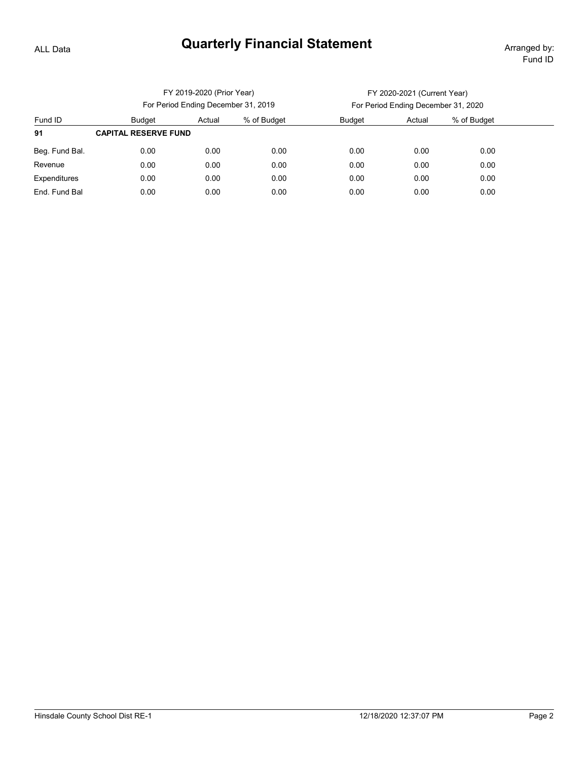ALL Data

# Quarterly Financial Statement

Arranged by: Fund ID

| | FY 2019-2020 (Prior Year) For Period Ending December 31, 2019 | | | FY 2020-2021 (Current Year) For Period Ending December 31, 2020 | | |
|---|---|---|---|---|---|---|
| Fund ID | Budget | Actual | % of Budget | Budget | Actual | % of Budget |
| **91** | **CAPITAL RESERVE FUND** | | | | | |
| Beg. Fund Bal. | 0.00 | 0.00 | 0.00 | 0.00 | 0.00 | 0.00 |
| Revenue | 0.00 | 0.00 | 0.00 | 0.00 | 0.00 | 0.00 |
| Expenditures | 0.00 | 0.00 | 0.00 | 0.00 | 0.00 | 0.00 |
| End. Fund Bal | 0.00 | 0.00 | 0.00 | 0.00 | 0.00 | 0.00 |